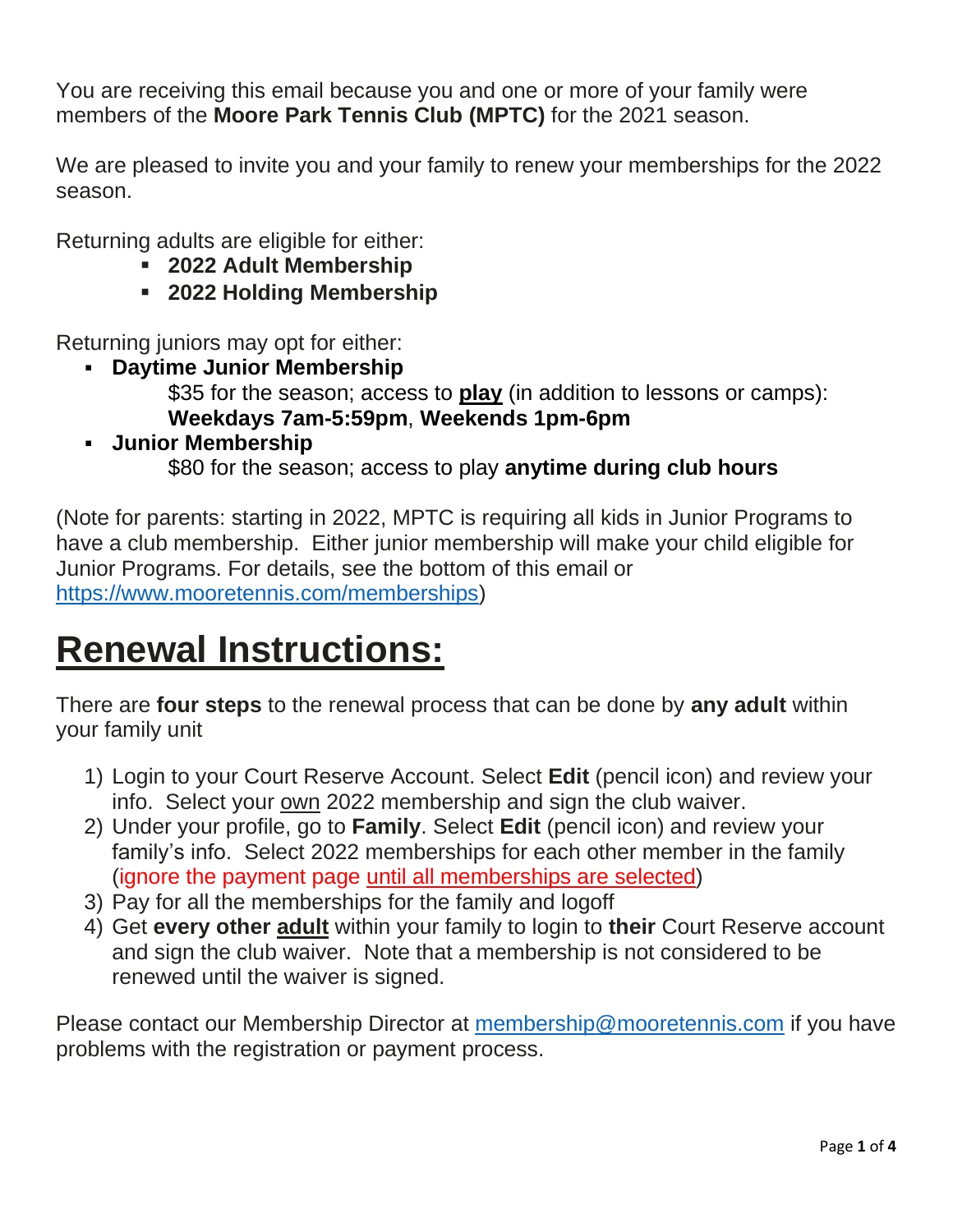You are receiving this email because you and one or more of your family were members of the **Moore Park Tennis Club (MPTC)** for the 2021 season.

We are pleased to invite you and your family to renew your memberships for the 2022 season.

Returning adults are eligible for either:

- **2022 Adult Membership**
- **2022 Holding Membership**

Returning juniors may opt for either:

- **Daytime Junior Membership**
  $35 for the season; access to **play** (in addition to lessons or camps): **Weekdays 7am-5:59pm**, **Weekends 1pm-6pm**
- **Junior Membership**
  $80 for the season; access to play **anytime during club hours**

(Note for parents: starting in 2022, MPTC is requiring all kids in Junior Programs to have a club membership. Either junior membership will make your child eligible for Junior Programs. For details, see the bottom of this email or https://www.mooretennis.com/memberships)

# Renewal Instructions:

There are **four steps** to the renewal process that can be done by **any adult** within your family unit

1) Login to your Court Reserve Account. Select **Edit** (pencil icon) and review your info. Select your own 2022 membership and sign the club waiver.
2) Under your profile, go to **Family**. Select **Edit** (pencil icon) and review your family's info. Select 2022 memberships for each other member in the family (ignore the payment page until all memberships are selected)
3) Pay for all the memberships for the family and logoff
4) Get **every other adult** within your family to login to **their** Court Reserve account and sign the club waiver. Note that a membership is not considered to be renewed until the waiver is signed.

Please contact our Membership Director at membership@mooretennis.com if you have problems with the registration or payment process.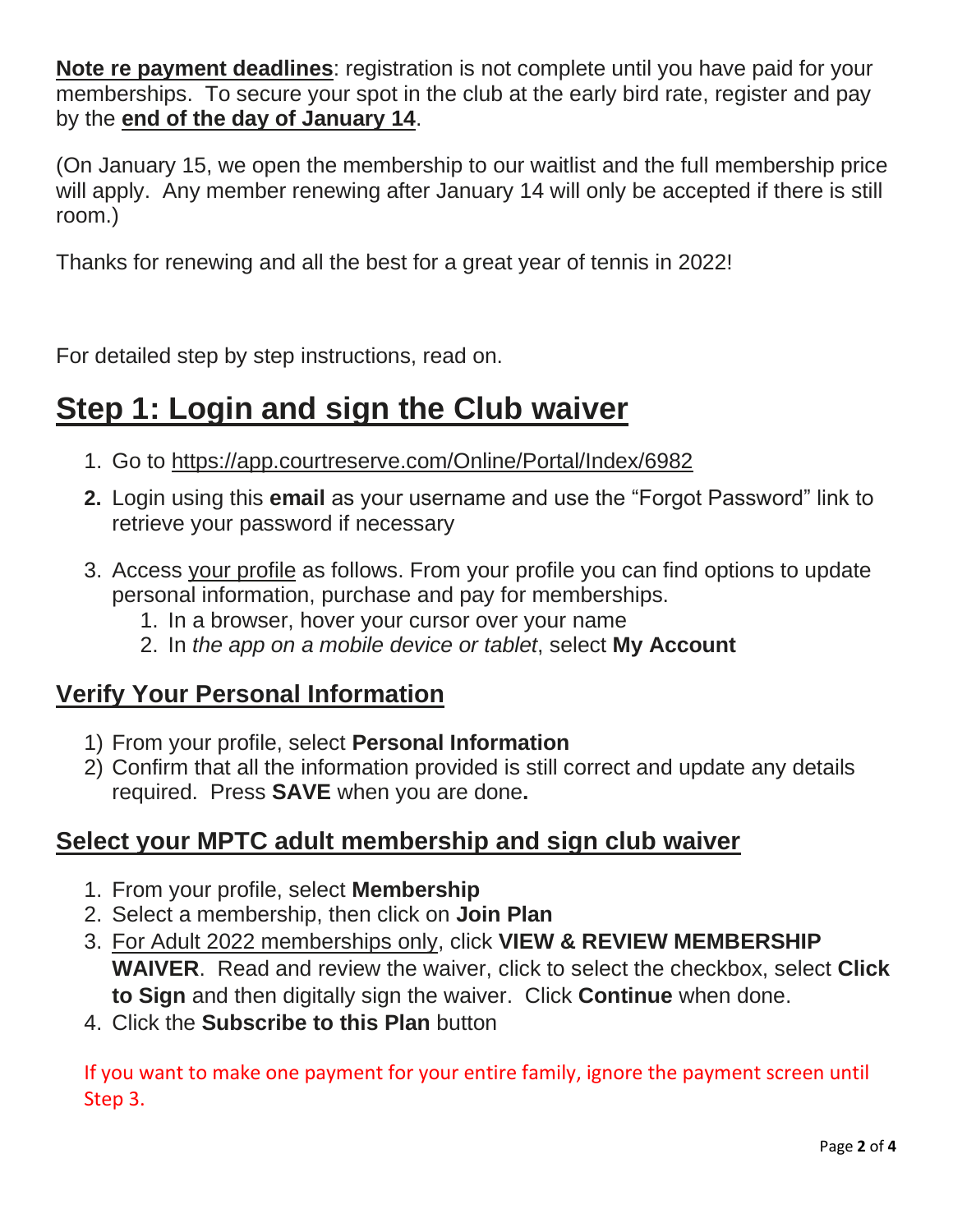**Note re payment deadlines**: registration is not complete until you have paid for your memberships. To secure your spot in the club at the early bird rate, register and pay by the **end of the day of January 14**.

(On January 15, we open the membership to our waitlist and the full membership price will apply. Any member renewing after January 14 will only be accepted if there is still room.)

Thanks for renewing and all the best for a great year of tennis in 2022!

For detailed step by step instructions, read on.

# Step 1: Login and sign the Club waiver

1. Go to https://app.courtreserve.com/Online/Portal/Index/6982
2. Login using this **email** as your username and use the "Forgot Password" link to retrieve your password if necessary
3. Access your profile as follows. From your profile you can find options to update personal information, purchase and pay for memberships.
   1. In a browser, hover your cursor over your name
   2. In *the app on a mobile device or tablet*, select **My Account**

## Verify Your Personal Information

1) From your profile, select **Personal Information**
2) Confirm that all the information provided is still correct and update any details required. Press **SAVE** when you are done.

## Select your MPTC adult membership and sign club waiver

1. From your profile, select **Membership**
2. Select a membership, then click on **Join Plan**
3. For Adult 2022 memberships only, click **VIEW & REVIEW MEMBERSHIP WAIVER**. Read and review the waiver, click to select the checkbox, select **Click to Sign** and then digitally sign the waiver. Click **Continue** when done.
4. Click the **Subscribe to this Plan** button

If you want to make one payment for your entire family, ignore the payment screen until Step 3.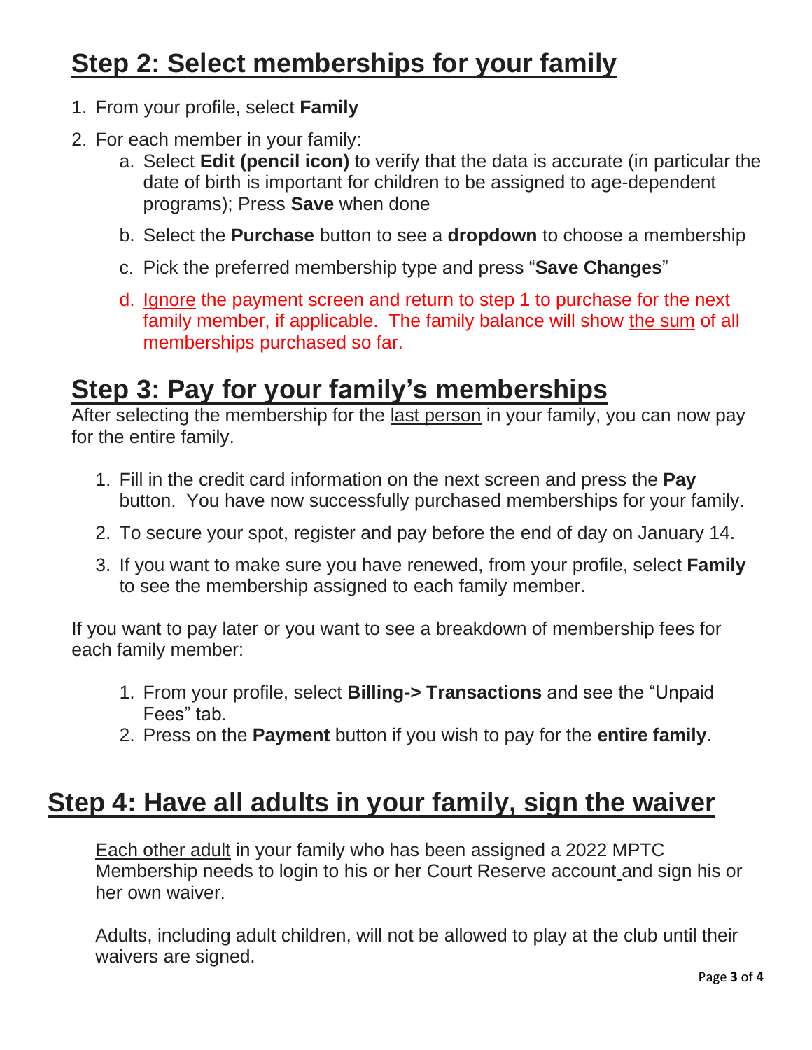## Step 2: Select memberships for your family

1. From your profile, select **Family**
2. For each member in your family:
   a. Select **Edit (pencil icon)** to verify that the data is accurate (in particular the date of birth is important for children to be assigned to age-dependent programs); Press **Save** when done
   b. Select the **Purchase** button to see a **dropdown** to choose a membership
   c. Pick the preferred membership type and press "**Save Changes**"
   d. Ignore the payment screen and return to step 1 to purchase for the next family member, if applicable. The family balance will show the sum of all memberships purchased so far.

## Step 3: Pay for your family's memberships

After selecting the membership for the last person in your family, you can now pay for the entire family.

1. Fill in the credit card information on the next screen and press the **Pay** button. You have now successfully purchased memberships for your family.
2. To secure your spot, register and pay before the end of day on January 14.
3. If you want to make sure you have renewed, from your profile, select **Family** to see the membership assigned to each family member.

If you want to pay later or you want to see a breakdown of membership fees for each family member:

1. From your profile, select **Billing-> Transactions** and see the "Unpaid Fees" tab.
2. Press on the **Payment** button if you wish to pay for the **entire family**.

## Step 4: Have all adults in your family, sign the waiver

Each other adult in your family who has been assigned a 2022 MPTC Membership needs to login to his or her Court Reserve account and sign his or her own waiver.

Adults, including adult children, will not be allowed to play at the club until their waivers are signed.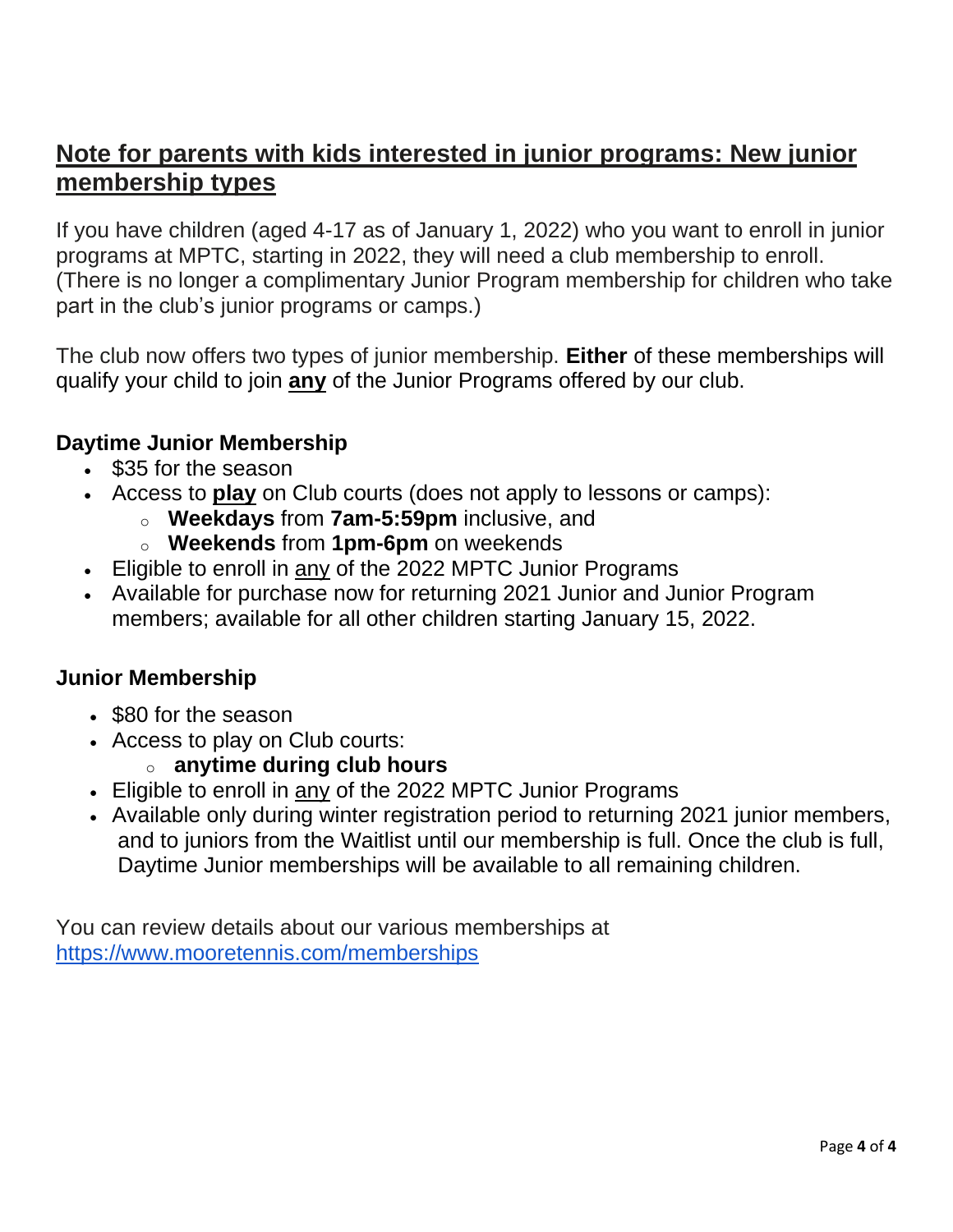## Note for parents with kids interested in junior programs: New junior membership types

If you have children (aged 4-17 as of January 1, 2022) who you want to enroll in junior programs at MPTC, starting in 2022, they will need a club membership to enroll. (There is no longer a complimentary Junior Program membership for children who take part in the club's junior programs or camps.)

The club now offers two types of junior membership. **Either** of these memberships will qualify your child to join **any** of the Junior Programs offered by our club.

### Daytime Junior Membership

- $35 for the season
- Access to **play** on Club courts (does not apply to lessons or camps):
  - **Weekdays** from **7am-5:59pm** inclusive, and
  - **Weekends** from **1pm-6pm** on weekends
- Eligible to enroll in any of the 2022 MPTC Junior Programs
- Available for purchase now for returning 2021 Junior and Junior Program members; available for all other children starting January 15, 2022.

### Junior Membership

- $80 for the season
- Access to play on Club courts:
  - **anytime during club hours**
- Eligible to enroll in any of the 2022 MPTC Junior Programs
- Available only during winter registration period to returning 2021 junior members, and to juniors from the Waitlist until our membership is full. Once the club is full, Daytime Junior memberships will be available to all remaining children.

You can review details about our various memberships at https://www.mooretennis.com/memberships